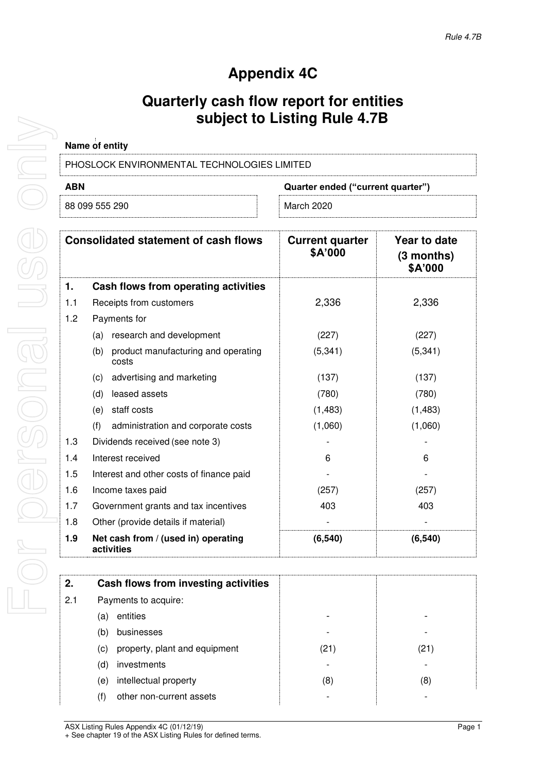Rule 4.7B

# Appendix 4C

# Quarterly cash flow report for entities subject to Listing Rule 4.7B

**Name of entity**

PHOSLOCK ENVIRONMENTAL TECHNOLOGIES LIMITED

| ABN | Quarter ended ("current quarter") |
|---|---|
| 88 099 555 290 | March 2020 |

| | Consolidated statement of cash flows | Current quarter $A'000 | Year to date (3 months) $A'000 |
|---|---|---|---|
| **1.** | **Cash flows from operating activities** | | |
| 1.1 | Receipts from customers | 2,336 | 2,336 |
| 1.2 | Payments for | | |
| | (a) research and development | (227) | (227) |
| | (b) product manufacturing and operating costs | (5,341) | (5,341) |
| | (c) advertising and marketing | (137) | (137) |
| | (d) leased assets | (780) | (780) |
| | (e) staff costs | (1,483) | (1,483) |
| | (f) administration and corporate costs | (1,060) | (1,060) |
| 1.3 | Dividends received (see note 3) | - | - |
| 1.4 | Interest received | 6 | 6 |
| 1.5 | Interest and other costs of finance paid | - | - |
| 1.6 | Income taxes paid | (257) | (257) |
| 1.7 | Government grants and tax incentives | 403 | 403 |
| 1.8 | Other (provide details if material) | - | - |
| **1.9** | **Net cash from / (used in) operating activities** | **(6,540)** | **(6,540)** |

| | | | |
|---|---|---|---|
| **2.** | **Cash flows from investing activities** | | |
| 2.1 | Payments to acquire: | | |
| | (a) entities | - | - |
| | (b) businesses | - | - |
| | (c) property, plant and equipment | (21) | (21) |
| | (d) investments | - | - |
| | (e) intellectual property | (8) | (8) |
| | (f) other non-current assets | - | - |

ASX Listing Rules Appendix 4C (01/12/19)
+ See chapter 19 of the ASX Listing Rules for defined terms.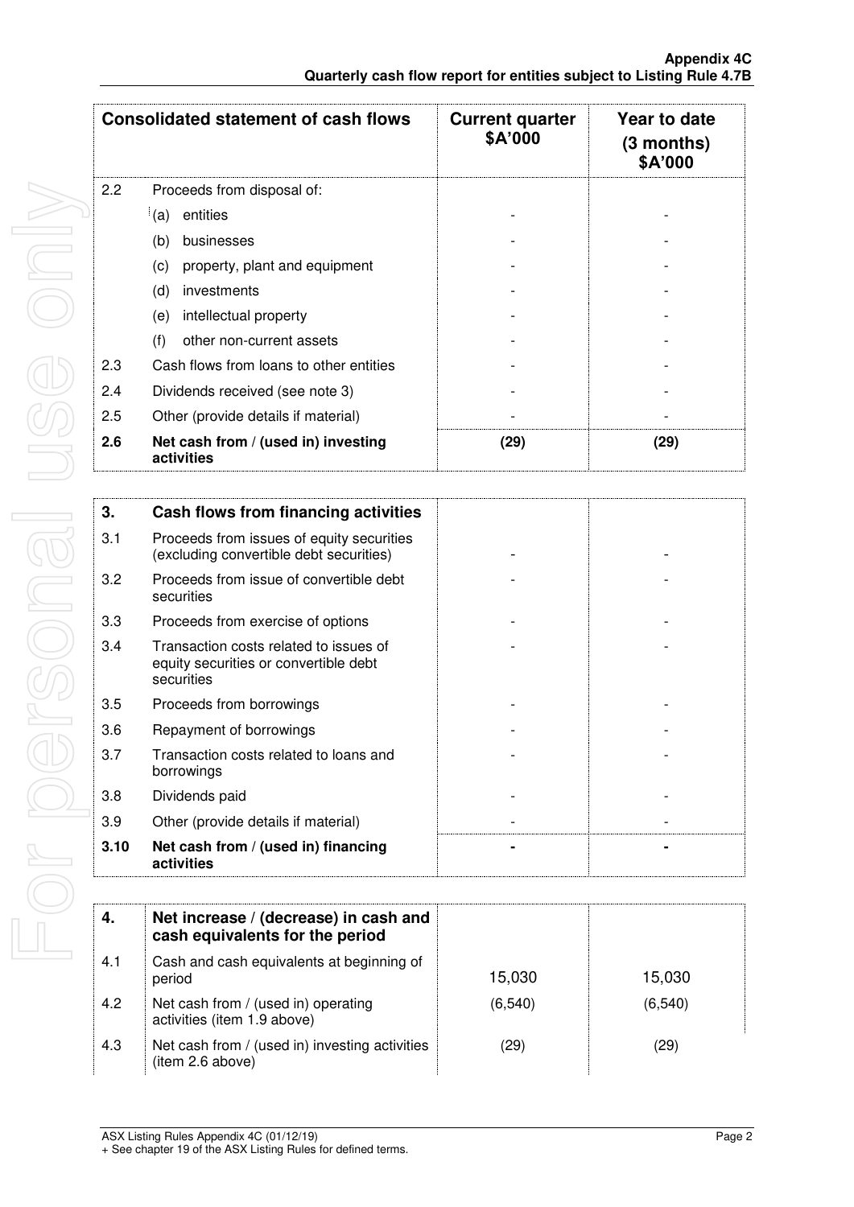| Consolidated statement of cash flows | | Current quarter \$A'000 | Year to date (3 months) \$A'000 |
|---|---|---|---|
| 2.2 | Proceeds from disposal of: | | |
| | (a) entities | - | - |
| | (b) businesses | - | - |
| | (c) property, plant and equipment | - | - |
| | (d) investments | - | - |
| | (e) intellectual property | - | - |
| | (f) other non-current assets | - | - |
| 2.3 | Cash flows from loans to other entities | - | - |
| 2.4 | Dividends received (see note 3) | - | - |
| 2.5 | Other (provide details if material) | - | - |
| **2.6** | **Net cash from / (used in) investing activities** | **(29)** | **(29)** |

| **3.** | **Cash flows from financing activities** | | |
|---|---|---|---|
| 3.1 | Proceeds from issues of equity securities (excluding convertible debt securities) | - | - |
| 3.2 | Proceeds from issue of convertible debt securities | - | - |
| 3.3 | Proceeds from exercise of options | - | - |
| 3.4 | Transaction costs related to issues of equity securities or convertible debt securities | - | - |
| 3.5 | Proceeds from borrowings | - | - |
| 3.6 | Repayment of borrowings | - | - |
| 3.7 | Transaction costs related to loans and borrowings | - | - |
| 3.8 | Dividends paid | - | - |
| 3.9 | Other (provide details if material) | - | - |
| **3.10** | **Net cash from / (used in) financing activities** | **-** | **-** |

| **4.** | **Net increase / (decrease) in cash and cash equivalents for the period** | | |
|---|---|---|---|
| 4.1 | Cash and cash equivalents at beginning of period | 15,030 | 15,030 |
| 4.2 | Net cash from / (used in) operating activities (item 1.9 above) | (6,540) | (6,540) |
| 4.3 | Net cash from / (used in) investing activities (item 2.6 above) | (29) | (29) |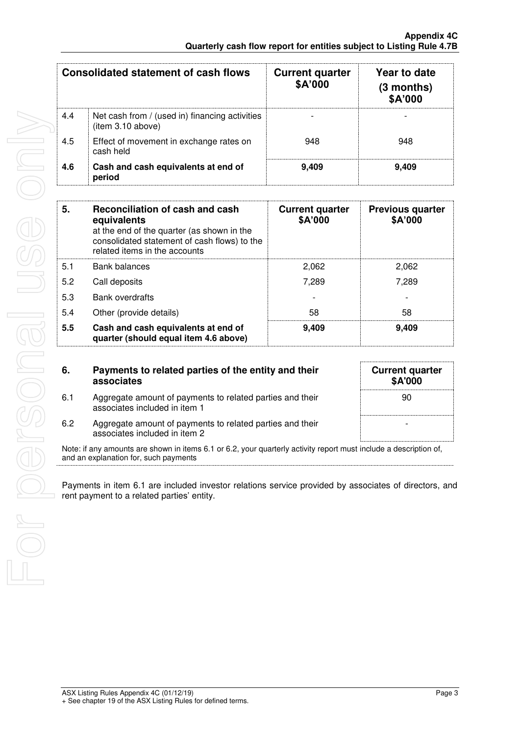| Consolidated statement of cash flows | | Current quarter \$A'000 | Year to date (3 months) \$A'000 |
|---|---|---|---|
| 4.4 | Net cash from / (used in) financing activities (item 3.10 above) | - | - |
| 4.5 | Effect of movement in exchange rates on cash held | 948 | 948 |
| **4.6** | **Cash and cash equivalents at end of period** | **9,409** | **9,409** |

| **5.** | **Reconciliation of cash and cash equivalents** at the end of the quarter (as shown in the consolidated statement of cash flows) to the related items in the accounts | **Current quarter \$A'000** | **Previous quarter \$A'000** |
|---|---|---|---|
| 5.1 | Bank balances | 2,062 | 2,062 |
| 5.2 | Call deposits | 7,289 | 7,289 |
| 5.3 | Bank overdrafts | - | - |
| 5.4 | Other (provide details) | 58 | 58 |
| **5.5** | **Cash and cash equivalents at end of quarter (should equal item 4.6 above)** | **9,409** | **9,409** |

| **6.** | **Payments to related parties of the entity and their associates** | **Current quarter \$A'000** |
|---|---|---|
| 6.1 | Aggregate amount of payments to related parties and their associates included in item 1 | 90 |
| 6.2 | Aggregate amount of payments to related parties and their associates included in item 2 | - |

Note: if any amounts are shown in items 6.1 or 6.2, your quarterly activity report must include a description of, and an explanation for, such payments

Payments in item 6.1 are included investor relations service provided by associates of directors, and rent payment to a related parties' entity.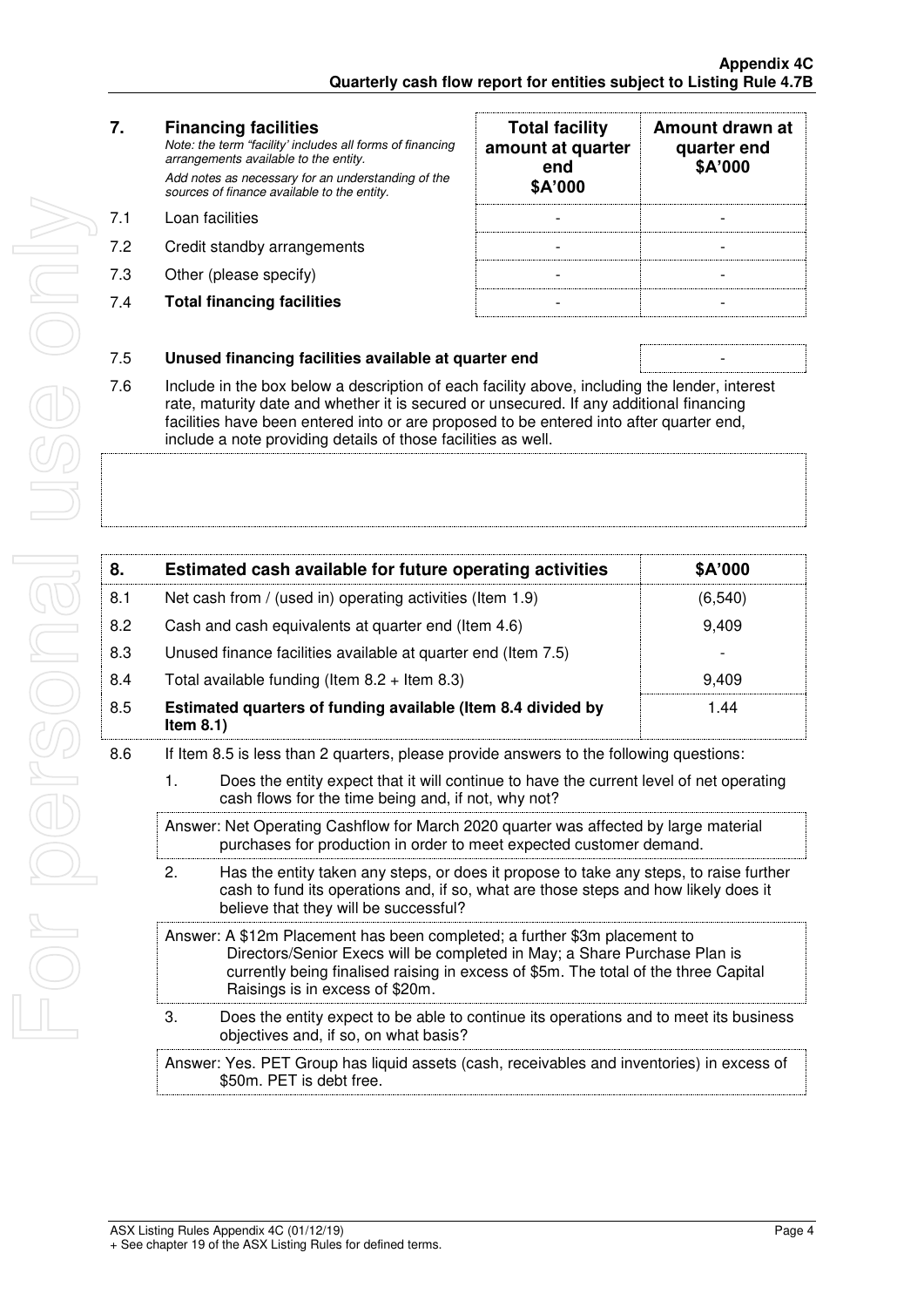| 7. | **Financing facilities**<br>*Note: the term "facility' includes all forms of financing arrangements available to the entity.*<br>*Add notes as necessary for an understanding of the sources of finance available to the entity.* | **Total facility amount at quarter end**<br>**\$A'000** | **Amount drawn at quarter end**<br>**\$A'000** |
|---|---|---|---|
| 7.1 | Loan facilities | - | - |
| 7.2 | Credit standby arrangements | - | - |
| 7.3 | Other (please specify) | - | - |
| 7.4 | **Total financing facilities** | - | - |

| | | |
|---|---|---|
| 7.5 | **Unused financing facilities available at quarter end** | - |

7.6 Include in the box below a description of each facility above, including the lender, interest rate, maturity date and whether it is secured or unsecured. If any additional financing facilities have been entered into or are proposed to be entered into after quarter end, include a note providing details of those facilities as well.

| 8. | **Estimated cash available for future operating activities** | **\$A'000** |
|---|---|---|
| 8.1 | Net cash from / (used in) operating activities (Item 1.9) | (6,540) |
| 8.2 | Cash and cash equivalents at quarter end (Item 4.6) | 9,409 |
| 8.3 | Unused finance facilities available at quarter end (Item 7.5) | - |
| 8.4 | Total available funding (Item 8.2 + Item 8.3) | 9,409 |
| 8.5 | **Estimated quarters of funding available (Item 8.4 divided by Item 8.1)** | 1.44 |

8.6 If Item 8.5 is less than 2 quarters, please provide answers to the following questions:

1. Does the entity expect that it will continue to have the current level of net operating cash flows for the time being and, if not, why not?

   Answer: Net Operating Cashflow for March 2020 quarter was affected by large material purchases for production in order to meet expected customer demand.

2. Has the entity taken any steps, or does it propose to take any steps, to raise further cash to fund its operations and, if so, what are those steps and how likely does it believe that they will be successful?

   Answer: A \$12m Placement has been completed; a further \$3m placement to Directors/Senior Execs will be completed in May; a Share Purchase Plan is currently being finalised raising in excess of \$5m. The total of the three Capital Raisings is in excess of \$20m.

3. Does the entity expect to be able to continue its operations and to meet its business objectives and, if so, on what basis?

   Answer: Yes. PET Group has liquid assets (cash, receivables and inventories) in excess of \$50m. PET is debt free.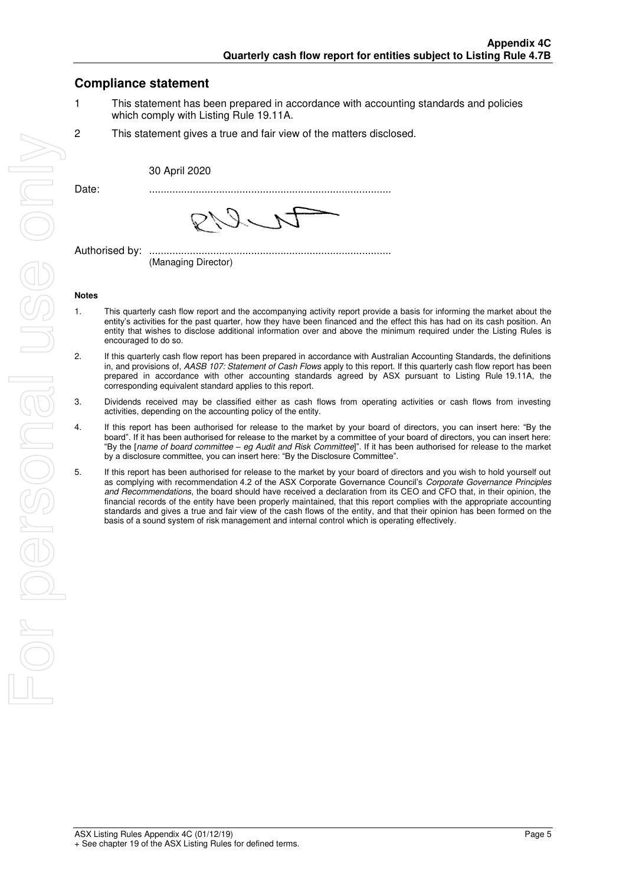## Compliance statement

1. This statement has been prepared in accordance with accounting standards and policies which comply with Listing Rule 19.11A.
2. This statement gives a true and fair view of the matters disclosed.

Date: 30 April 2020

Authorised by: ..................................................................................
(Managing Director)

#### Notes

1. This quarterly cash flow report and the accompanying activity report provide a basis for informing the market about the entity's activities for the past quarter, how they have been financed and the effect this has had on its cash position. An entity that wishes to disclose additional information over and above the minimum required under the Listing Rules is encouraged to do so.
2. If this quarterly cash flow report has been prepared in accordance with Australian Accounting Standards, the definitions in, and provisions of, *AASB 107: Statement of Cash Flows* apply to this report. If this quarterly cash flow report has been prepared in accordance with other accounting standards agreed by ASX pursuant to Listing Rule 19.11A, the corresponding equivalent standard applies to this report.
3. Dividends received may be classified either as cash flows from operating activities or cash flows from investing activities, depending on the accounting policy of the entity.
4. If this report has been authorised for release to the market by your board of directors, you can insert here: "By the board". If it has been authorised for release to the market by a committee of your board of directors, you can insert here: "By the [*name of board committee – eg Audit and Risk Committee*]". If it has been authorised for release to the market by a disclosure committee, you can insert here: "By the Disclosure Committee".
5. If this report has been authorised for release to the market by your board of directors and you wish to hold yourself out as complying with recommendation 4.2 of the ASX Corporate Governance Council's *Corporate Governance Principles and Recommendations*, the board should have received a declaration from its CEO and CFO that, in their opinion, the financial records of the entity have been properly maintained, that this report complies with the appropriate accounting standards and gives a true and fair view of the cash flows of the entity, and that their opinion has been formed on the basis of a sound system of risk management and internal control which is operating effectively.